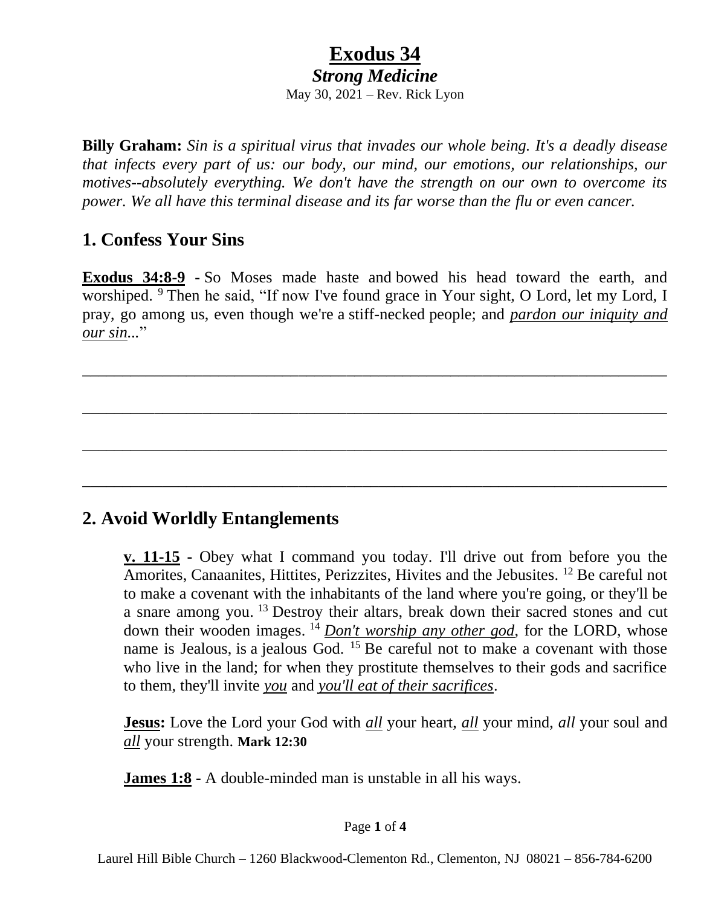# Exodus 34

### *Strong Medicine*

May 30, 2021 – Rev. Rick Lyon

**Billy Graham:** *Sin is a spiritual virus that invades our whole being. It's a deadly disease that infects every part of us: our body, our mind, our emotions, our relationships, our motives--absolutely everything. We don't have the strength on our own to overcome its power. We all have this terminal disease and its far worse than the flu or even cancer.*

## 1. Confess Your Sins

**Exodus 34:8-9** - So Moses made haste and bowed his head toward the earth, and worshiped. [9] Then he said, "If now I've found grace in Your sight, O Lord, let my Lord, I pray, go among us, even though we're a stiff-necked people; and ***pardon our iniquity and our sin***..."

\_\_\_\_\_\_\_\_\_\_\_\_\_\_\_\_\_\_\_\_\_\_\_\_\_\_\_\_\_\_\_\_\_\_\_\_\_\_\_\_\_\_\_\_\_\_\_\_\_\_\_\_\_\_\_\_\_\_\_\_\_\_\_\_\_\_\_\_\_\_\_\_

\_\_\_\_\_\_\_\_\_\_\_\_\_\_\_\_\_\_\_\_\_\_\_\_\_\_\_\_\_\_\_\_\_\_\_\_\_\_\_\_\_\_\_\_\_\_\_\_\_\_\_\_\_\_\_\_\_\_\_\_\_\_\_\_\_\_\_\_\_\_\_\_

\_\_\_\_\_\_\_\_\_\_\_\_\_\_\_\_\_\_\_\_\_\_\_\_\_\_\_\_\_\_\_\_\_\_\_\_\_\_\_\_\_\_\_\_\_\_\_\_\_\_\_\_\_\_\_\_\_\_\_\_\_\_\_\_\_\_\_\_\_\_\_\_

\_\_\_\_\_\_\_\_\_\_\_\_\_\_\_\_\_\_\_\_\_\_\_\_\_\_\_\_\_\_\_\_\_\_\_\_\_\_\_\_\_\_\_\_\_\_\_\_\_\_\_\_\_\_\_\_\_\_\_\_\_\_\_\_\_\_\_\_\_\_\_\_

## 2. Avoid Worldly Entanglements

> **v. 11-15** - Obey what I command you today. I'll drive out from before you the Amorites, Canaanites, Hittites, Perizzites, Hivites and the Jebusites. [12] Be careful not to make a covenant with the inhabitants of the land where you're going, or they'll be a snare among you. [13] Destroy their altars, break down their sacred stones and cut down their wooden images. [14] ***Don't worship any other god***, for the LORD, whose name is Jealous, is a jealous God. [15] Be careful not to make a covenant with those who live in the land; for when they prostitute themselves to their gods and sacrifice to them, they'll invite ***you*** and ***you'll eat of their sacrifices***.
>
> **Jesus:** Love the Lord your God with ***all*** your heart, ***all*** your mind, *all* your soul and ***all*** your strength. **Mark 12:30**
>
> **James 1:8** - A double-minded man is unstable in all his ways.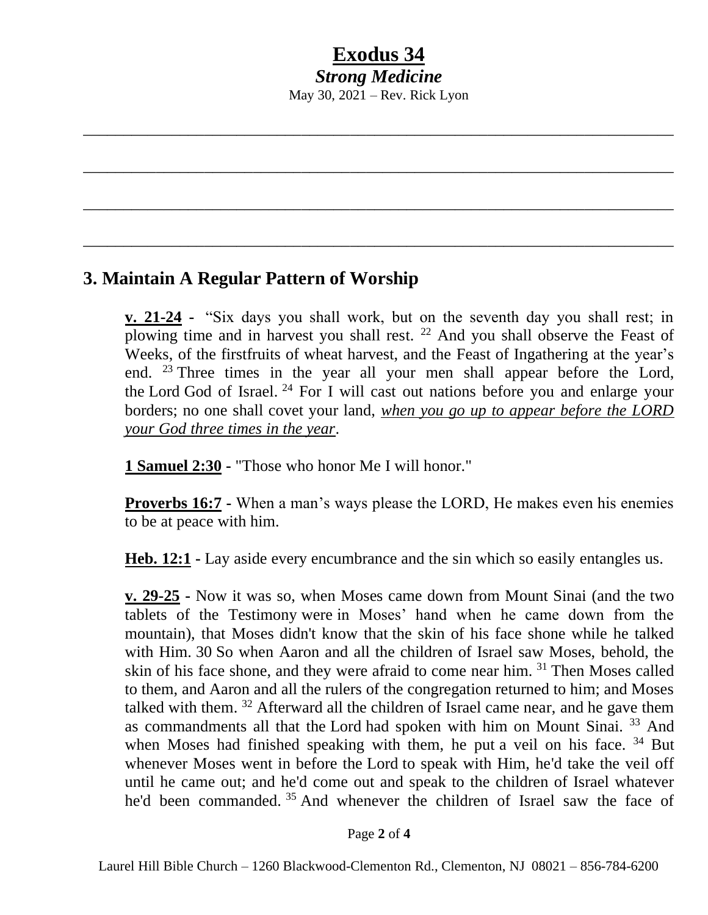# Exodus 34

***Strong Medicine***

May 30, 2021 – Rev. Rick Lyon

\_\_\_\_\_\_\_\_\_\_\_\_\_\_\_\_\_\_\_\_\_\_\_\_\_\_\_\_\_\_\_\_\_\_\_\_\_\_\_\_\_\_\_\_\_\_\_\_\_\_\_\_\_\_\_\_\_\_\_\_\_\_\_\_\_\_\_\_\_\_\_\_

\_\_\_\_\_\_\_\_\_\_\_\_\_\_\_\_\_\_\_\_\_\_\_\_\_\_\_\_\_\_\_\_\_\_\_\_\_\_\_\_\_\_\_\_\_\_\_\_\_\_\_\_\_\_\_\_\_\_\_\_\_\_\_\_\_\_\_\_\_\_\_\_

\_\_\_\_\_\_\_\_\_\_\_\_\_\_\_\_\_\_\_\_\_\_\_\_\_\_\_\_\_\_\_\_\_\_\_\_\_\_\_\_\_\_\_\_\_\_\_\_\_\_\_\_\_\_\_\_\_\_\_\_\_\_\_\_\_\_\_\_\_\_\_\_

\_\_\_\_\_\_\_\_\_\_\_\_\_\_\_\_\_\_\_\_\_\_\_\_\_\_\_\_\_\_\_\_\_\_\_\_\_\_\_\_\_\_\_\_\_\_\_\_\_\_\_\_\_\_\_\_\_\_\_\_\_\_\_\_\_\_\_\_\_\_\_\_

## 3. Maintain A Regular Pattern of Worship

**v. 21-24** - "Six days you shall work, but on the seventh day you shall rest; in plowing time and in harvest you shall rest. [22] And you shall observe the Feast of Weeks, of the firstfruits of wheat harvest, and the Feast of Ingathering at the year's end. [23] Three times in the year all your men shall appear before the Lord, the Lord God of Israel. [24] For I will cast out nations before you and enlarge your borders; no one shall covet your land, *when you go up to appear before the LORD your God three times in the year*.

**1 Samuel 2:30** - "Those who honor Me I will honor."

**Proverbs 16:7** - When a man's ways please the LORD, He makes even his enemies to be at peace with him.

**Heb. 12:1** - Lay aside every encumbrance and the sin which so easily entangles us.

**v. 29-25** - Now it was so, when Moses came down from Mount Sinai (and the two tablets of the Testimony were in Moses' hand when he came down from the mountain), that Moses didn't know that the skin of his face shone while he talked with Him. 30 So when Aaron and all the children of Israel saw Moses, behold, the skin of his face shone, and they were afraid to come near him. [31] Then Moses called to them, and Aaron and all the rulers of the congregation returned to him; and Moses talked with them. [32] Afterward all the children of Israel came near, and he gave them as commandments all that the Lord had spoken with him on Mount Sinai. [33] And when Moses had finished speaking with them, he put a veil on his face. [34] But whenever Moses went in before the Lord to speak with Him, he'd take the veil off until he came out; and he'd come out and speak to the children of Israel whatever he'd been commanded. [35] And whenever the children of Israel saw the face of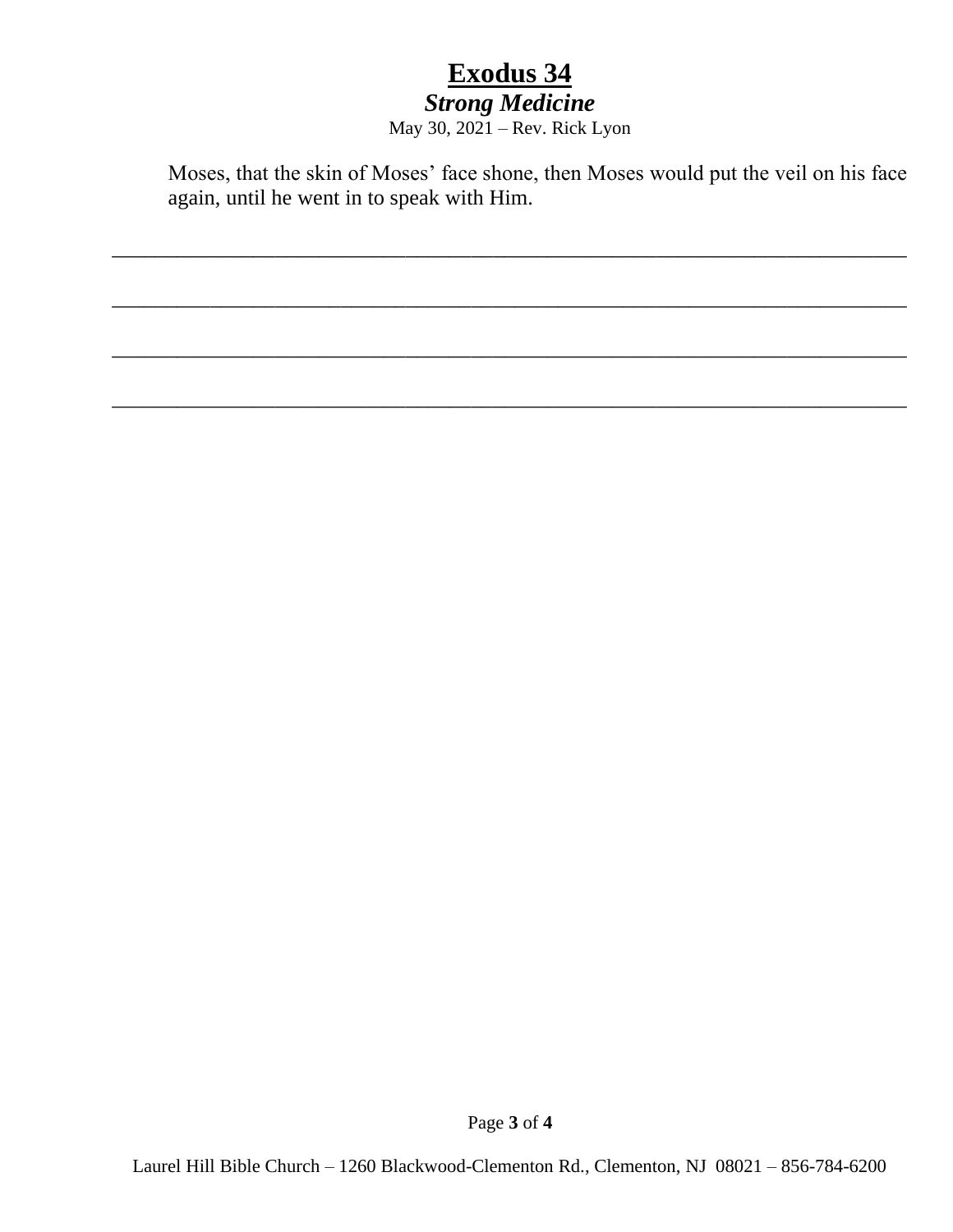Moses, that the skin of Moses' face shone, then Moses would put the veil on his face again, until he went in to speak with Him.

\_\_\_\_\_\_\_\_\_\_\_\_\_\_\_\_\_\_\_\_\_\_\_\_\_\_\_\_\_\_\_\_\_\_\_\_\_\_\_\_\_\_\_\_\_\_\_\_\_\_\_\_\_\_\_\_\_\_\_\_\_\_\_\_\_\_\_\_\_\_\_\_

\_\_\_\_\_\_\_\_\_\_\_\_\_\_\_\_\_\_\_\_\_\_\_\_\_\_\_\_\_\_\_\_\_\_\_\_\_\_\_\_\_\_\_\_\_\_\_\_\_\_\_\_\_\_\_\_\_\_\_\_\_\_\_\_\_\_\_\_\_\_\_\_

\_\_\_\_\_\_\_\_\_\_\_\_\_\_\_\_\_\_\_\_\_\_\_\_\_\_\_\_\_\_\_\_\_\_\_\_\_\_\_\_\_\_\_\_\_\_\_\_\_\_\_\_\_\_\_\_\_\_\_\_\_\_\_\_\_\_\_\_\_\_\_\_

\_\_\_\_\_\_\_\_\_\_\_\_\_\_\_\_\_\_\_\_\_\_\_\_\_\_\_\_\_\_\_\_\_\_\_\_\_\_\_\_\_\_\_\_\_\_\_\_\_\_\_\_\_\_\_\_\_\_\_\_\_\_\_\_\_\_\_\_\_\_\_\_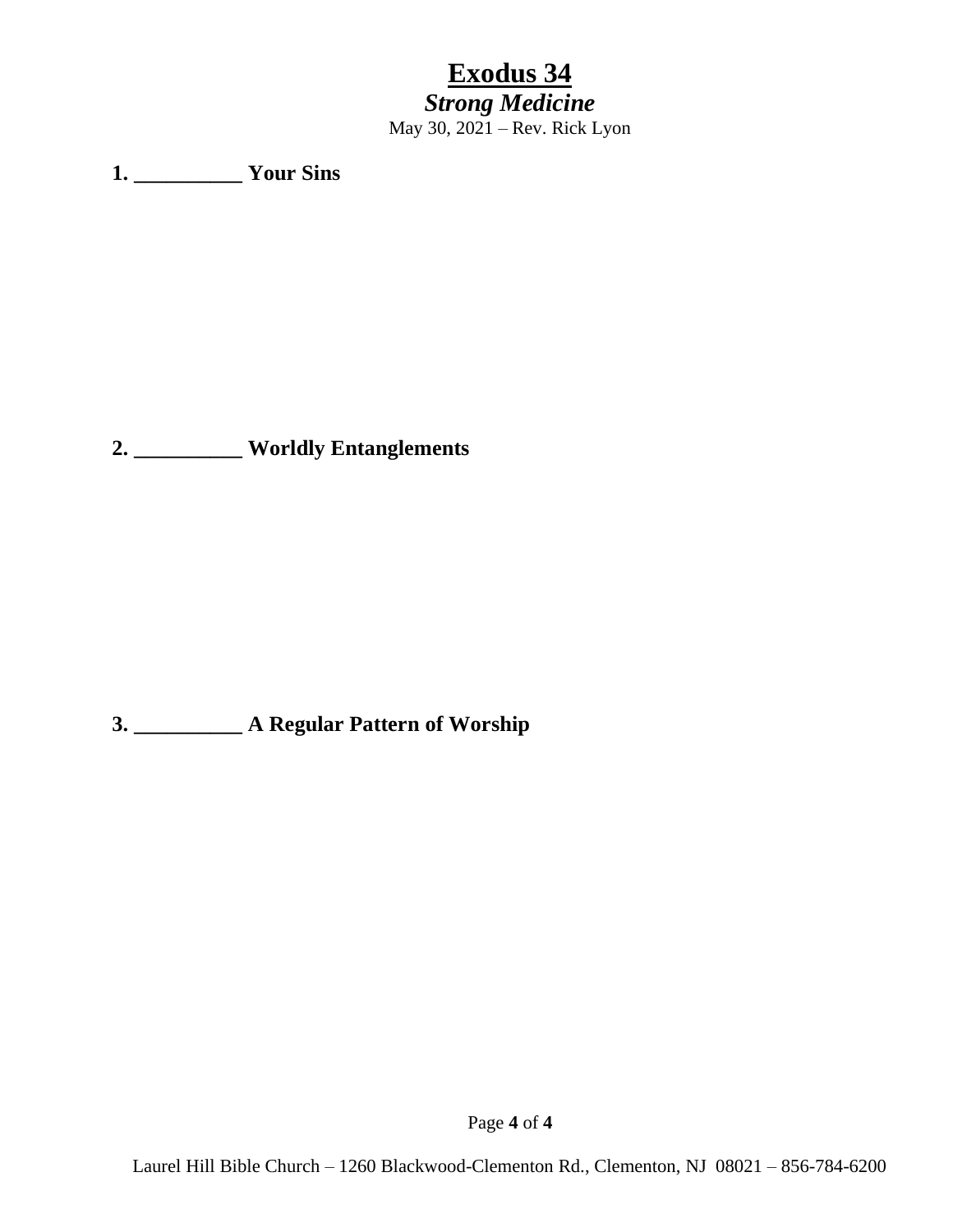# Exodus 34

***Strong Medicine***

May 30, 2021 – Rev. Rick Lyon

**1. __________ Your Sins**

**2. __________ Worldly Entanglements**

**3. __________ A Regular Pattern of Worship**

Laurel Hill Bible Church – 1260 Blackwood-Clementon Rd., Clementon, NJ 08021 – 856-784-6200